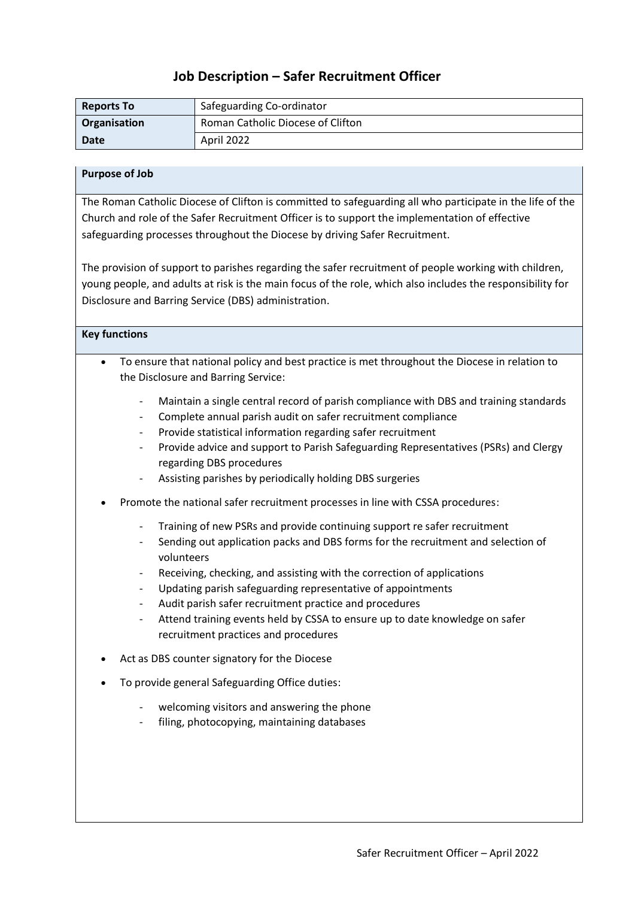# Job Description – Safer Recruitment Officer

| **Reports To** | Safeguarding Co-ordinator |
| --- | --- |
| **Organisation** | Roman Catholic Diocese of Clifton |
| **Date** | April 2022 |

**Purpose of Job**

The Roman Catholic Diocese of Clifton is committed to safeguarding all who participate in the life of the Church and role of the Safer Recruitment Officer is to support the implementation of effective safeguarding processes throughout the Diocese by driving Safer Recruitment.

The provision of support to parishes regarding the safer recruitment of people working with children, young people, and adults at risk is the main focus of the role, which also includes the responsibility for Disclosure and Barring Service (DBS) administration.

**Key functions**

- To ensure that national policy and best practice is met throughout the Diocese in relation to the Disclosure and Barring Service:
    - Maintain a single central record of parish compliance with DBS and training standards
    - Complete annual parish audit on safer recruitment compliance
    - Provide statistical information regarding safer recruitment
    - Provide advice and support to Parish Safeguarding Representatives (PSRs) and Clergy regarding DBS procedures
    - Assisting parishes by periodically holding DBS surgeries
- Promote the national safer recruitment processes in line with CSSA procedures:
    - Training of new PSRs and provide continuing support re safer recruitment
    - Sending out application packs and DBS forms for the recruitment and selection of volunteers
    - Receiving, checking, and assisting with the correction of applications
    - Updating parish safeguarding representative of appointments
    - Audit parish safer recruitment practice and procedures
    - Attend training events held by CSSA to ensure up to date knowledge on safer recruitment practices and procedures
- Act as DBS counter signatory for the Diocese
- To provide general Safeguarding Office duties:
    - welcoming visitors and answering the phone
    - filing, photocopying, maintaining databases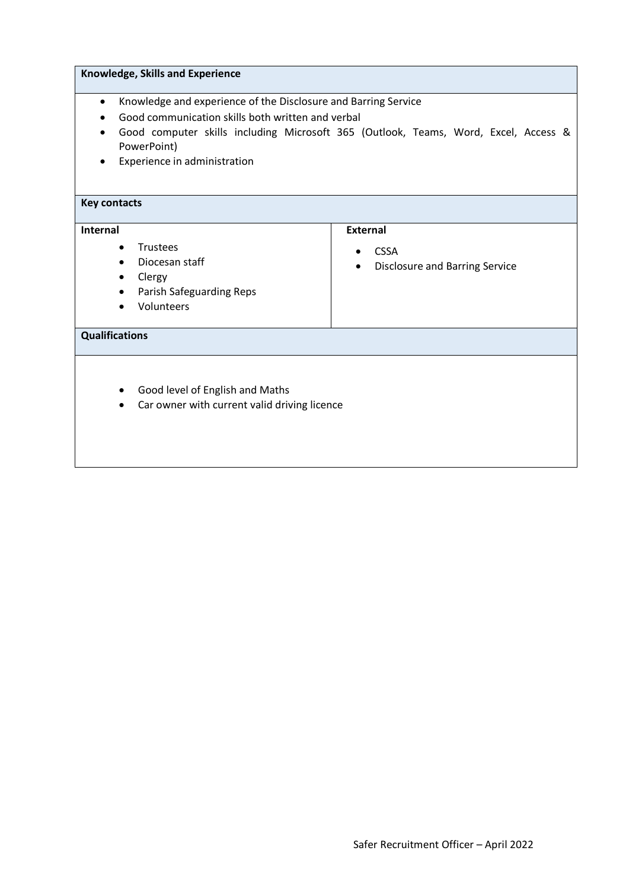**Knowledge, Skills and Experience**

- Knowledge and experience of the Disclosure and Barring Service
- Good communication skills both written and verbal
- Good computer skills including Microsoft 365 (Outlook, Teams, Word, Excel, Access & PowerPoint)
- Experience in administration

**Key contacts**

| Internal | External |
|---|---|
| • Trustees<br>• Diocesan staff<br>• Clergy<br>• Parish Safeguarding Reps<br>• Volunteers | • CSSA<br>• Disclosure and Barring Service |

**Qualifications**

- Good level of English and Maths
- Car owner with current valid driving licence